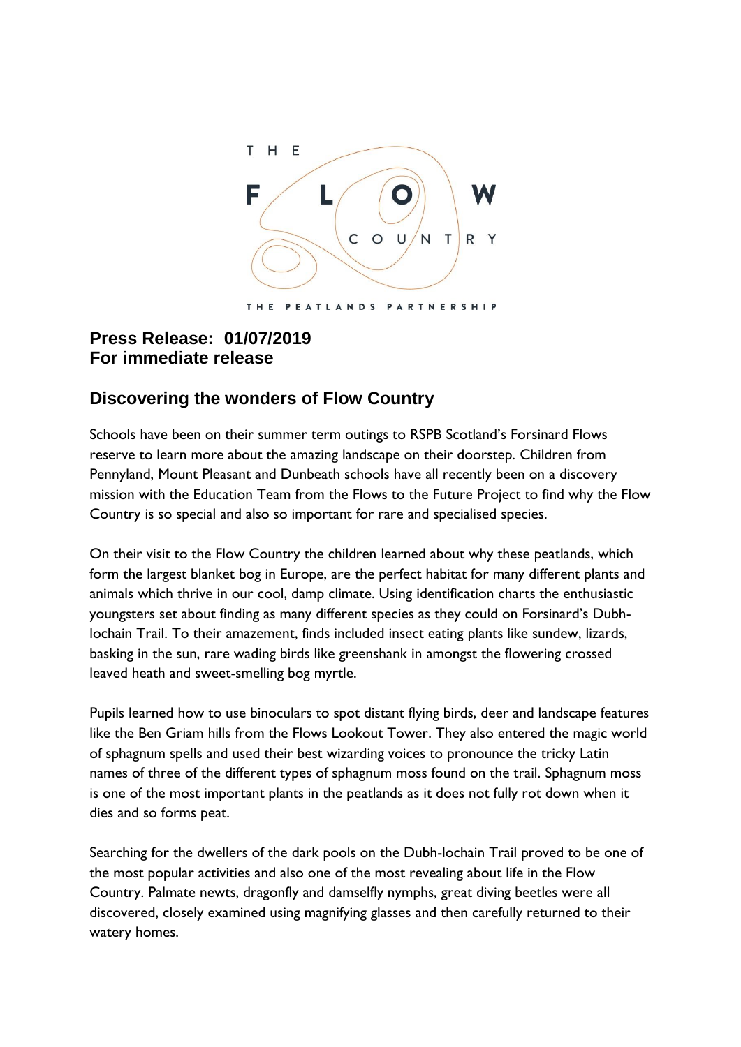THE FLOW COUNTRY

THE PEATLANDS PARTNERSHIP

**Press Release: 01/07/2019**
**For immediate release**

## Discovering the wonders of Flow Country

Schools have been on their summer term outings to RSPB Scotland's Forsinard Flows reserve to learn more about the amazing landscape on their doorstep. Children from Pennyland, Mount Pleasant and Dunbeath schools have all recently been on a discovery mission with the Education Team from the Flows to the Future Project to find why the Flow Country is so special and also so important for rare and specialised species.

On their visit to the Flow Country the children learned about why these peatlands, which form the largest blanket bog in Europe, are the perfect habitat for many different plants and animals which thrive in our cool, damp climate. Using identification charts the enthusiastic youngsters set about finding as many different species as they could on Forsinard's Dubh-lochain Trail. To their amazement, finds included insect eating plants like sundew, lizards, basking in the sun, rare wading birds like greenshank in amongst the flowering crossed leaved heath and sweet-smelling bog myrtle.

Pupils learned how to use binoculars to spot distant flying birds, deer and landscape features like the Ben Griam hills from the Flows Lookout Tower. They also entered the magic world of sphagnum spells and used their best wizarding voices to pronounce the tricky Latin names of three of the different types of sphagnum moss found on the trail. Sphagnum moss is one of the most important plants in the peatlands as it does not fully rot down when it dies and so forms peat.

Searching for the dwellers of the dark pools on the Dubh-lochain Trail proved to be one of the most popular activities and also one of the most revealing about life in the Flow Country. Palmate newts, dragonfly and damselfly nymphs, great diving beetles were all discovered, closely examined using magnifying glasses and then carefully returned to their watery homes.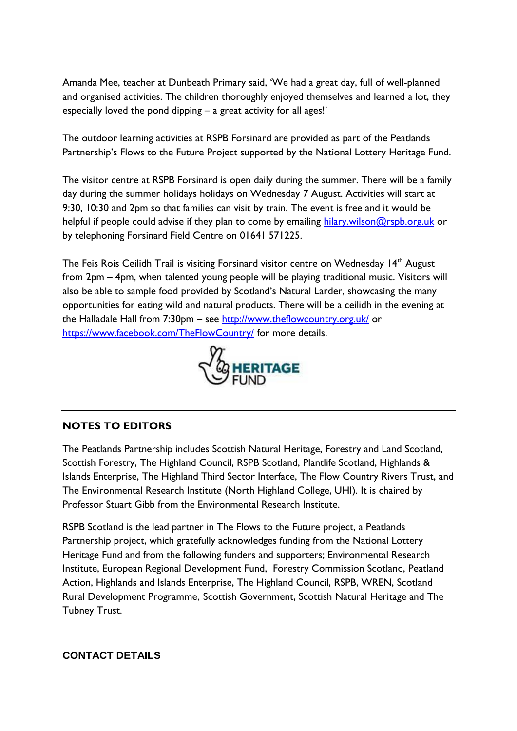Amanda Mee, teacher at Dunbeath Primary said, 'We had a great day, full of well-planned and organised activities. The children thoroughly enjoyed themselves and learned a lot, they especially loved the pond dipping – a great activity for all ages!'

The outdoor learning activities at RSPB Forsinard are provided as part of the Peatlands Partnership's Flows to the Future Project supported by the National Lottery Heritage Fund.

The visitor centre at RSPB Forsinard is open daily during the summer. There will be a family day during the summer holidays holidays on Wednesday 7 August. Activities will start at 9:30, 10:30 and 2pm so that families can visit by train. The event is free and it would be helpful if people could advise if they plan to come by emailing hilary.wilson@rspb.org.uk or by telephoning Forsinard Field Centre on 01641 571225.

The Feis Rois Ceilidh Trail is visiting Forsinard visitor centre on Wednesday 14th August from 2pm – 4pm, when talented young people will be playing traditional music. Visitors will also be able to sample food provided by Scotland's Natural Larder, showcasing the many opportunities for eating wild and natural products. There will be a ceilidh in the evening at the Halladale Hall from 7:30pm – see http://www.theflowcountry.org.uk/ or https://www.facebook.com/TheFlowCountry/ for more details.

HERITAGE FUND

---

**NOTES TO EDITORS**

The Peatlands Partnership includes Scottish Natural Heritage, Forestry and Land Scotland, Scottish Forestry, The Highland Council, RSPB Scotland, Plantlife Scotland, Highlands & Islands Enterprise, The Highland Third Sector Interface, The Flow Country Rivers Trust, and The Environmental Research Institute (North Highland College, UHI). It is chaired by Professor Stuart Gibb from the Environmental Research Institute.

RSPB Scotland is the lead partner in The Flows to the Future project, a Peatlands Partnership project, which gratefully acknowledges funding from the National Lottery Heritage Fund and from the following funders and supporters; Environmental Research Institute, European Regional Development Fund, Forestry Commission Scotland, Peatland Action, Highlands and Islands Enterprise, The Highland Council, RSPB, WREN, Scotland Rural Development Programme, Scottish Government, Scottish Natural Heritage and The Tubney Trust.

**CONTACT DETAILS**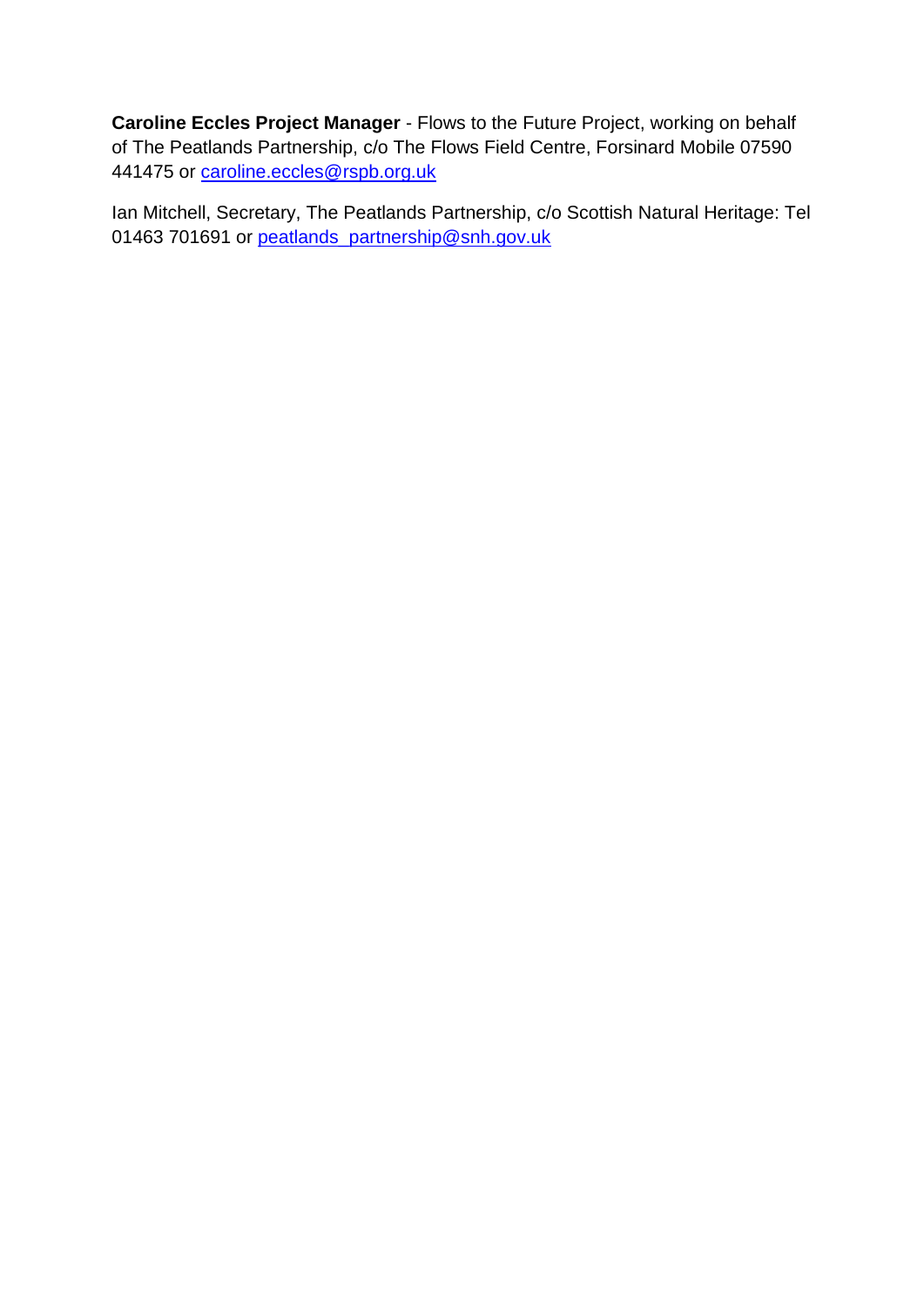**Caroline Eccles Project Manager** - Flows to the Future Project, working on behalf of The Peatlands Partnership, c/o The Flows Field Centre, Forsinard Mobile 07590 441475 or caroline.eccles@rspb.org.uk

Ian Mitchell, Secretary, The Peatlands Partnership, c/o Scottish Natural Heritage: Tel 01463 701691 or peatlands_partnership@snh.gov.uk